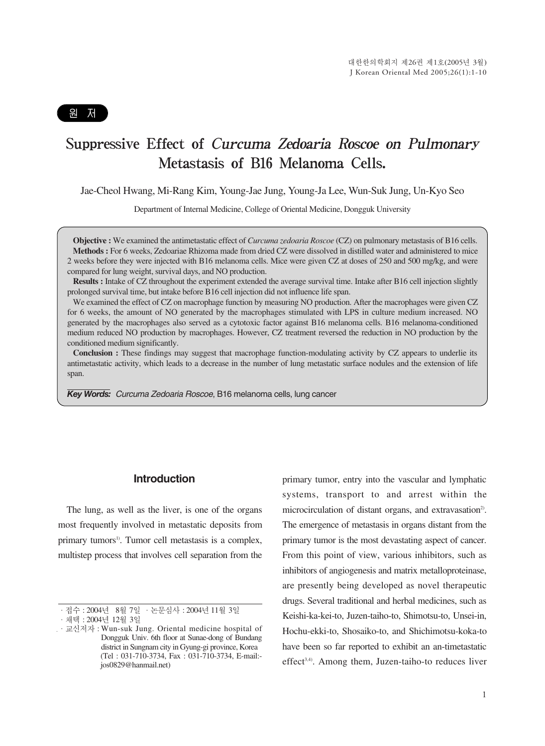원 저

# Suppressive Effect of *Curcuma Zedoaria Roscoe* on Pulmonary Metastasis of B16 Melanoma Cells.

Jae-Cheol Hwang, Mi-Rang Kim, Young-Jae Jung, Young-Ja Lee, Wun-Suk Jung, Un-Kyo Seo

Department of Internal Medicine, College of Oriental Medicine, Dongguk University

**Objective :** We examined the antimetastatic effect of *Curcuma zedoaria Roscoe* (CZ) on pulmonary metastasis of B16 cells.

**Methods :** For 6 weeks, Zedoariae Rhizoma made from dried CZ were dissolved in distilled water and administered to mice 2 weeks before they were injected with B16 melanoma cells. Mice were given CZ at doses of 250 and 500 mg/kg, and were compared for lung weight, survival days, and NO production.

**Results :** Intake of CZ throughout the experiment extended the average survival time. Intake after B16 cell injection slightly prolonged survival time, but intake before B16 cell injection did not influence life span.

We examined the effect of CZ on macrophage function by measuring NO production. After the macrophages were given CZ for 6 weeks, the amount of NO generated by the macrophages stimulated with LPS in culture medium increased. NO generated by the macrophages also served as a cytotoxic factor against B16 melanoma cells. B16 melanoma-conditioned medium reduced NO production by macrophages. However, CZ treatment reversed the reduction in NO production by the conditioned medium significantly.

**Conclusion :** These findings may suggest that macrophage function-modulating activity by CZ appears to underlie its antimetastatic activity, which leads to a decrease in the number of lung metastatic surface nodules and the extension of life span.

***Key Words:*** *Curcuma Zedoaria Roscoe*, B16 melanoma cells, lung cancer

## Introduction

The lung, as well as the liver, is one of the organs most frequently involved in metastatic deposits from primary tumors[1]. Tumor cell metastasis is a complex, multistep process that involves cell separation from the primary tumor, entry into the vascular and lymphatic systems, transport to and arrest within the microcirculation of distant organs, and extravasation[2]. The emergence of metastasis in organs distant from the primary tumor is the most devastating aspect of cancer. From this point of view, various inhibitors, such as inhibitors of angiogenesis and matrix metalloproteinase, are presently being developed as novel therapeutic drugs. Several traditional and herbal medicines, such as Keishi-ka-kei-to, Juzen-taiho-to, Shimotsu-to, Unsei-in, Hochu-ekki-to, Shosaiko-to, and Shichimotsu-koka-to have been so far reported to exhibit an an-timetastatic effect[3,4]. Among them, Juzen-taiho-to reduces liver

· 접수 : 2004년 8월 7일 · 논문심사 : 2004년 11월 3일
· 채택 : 2004년 12월 3일
· 교신저자 : Wun-suk Jung. Oriental medicine hospital of Dongguk Univ. 6th floor at Sunae-dong of Bundang district in Sungnam city in Gyung-gi province, Korea (Tel : 031-710-3734, Fax : 031-710-3734, E-mail:-jos0829@hanmail.net)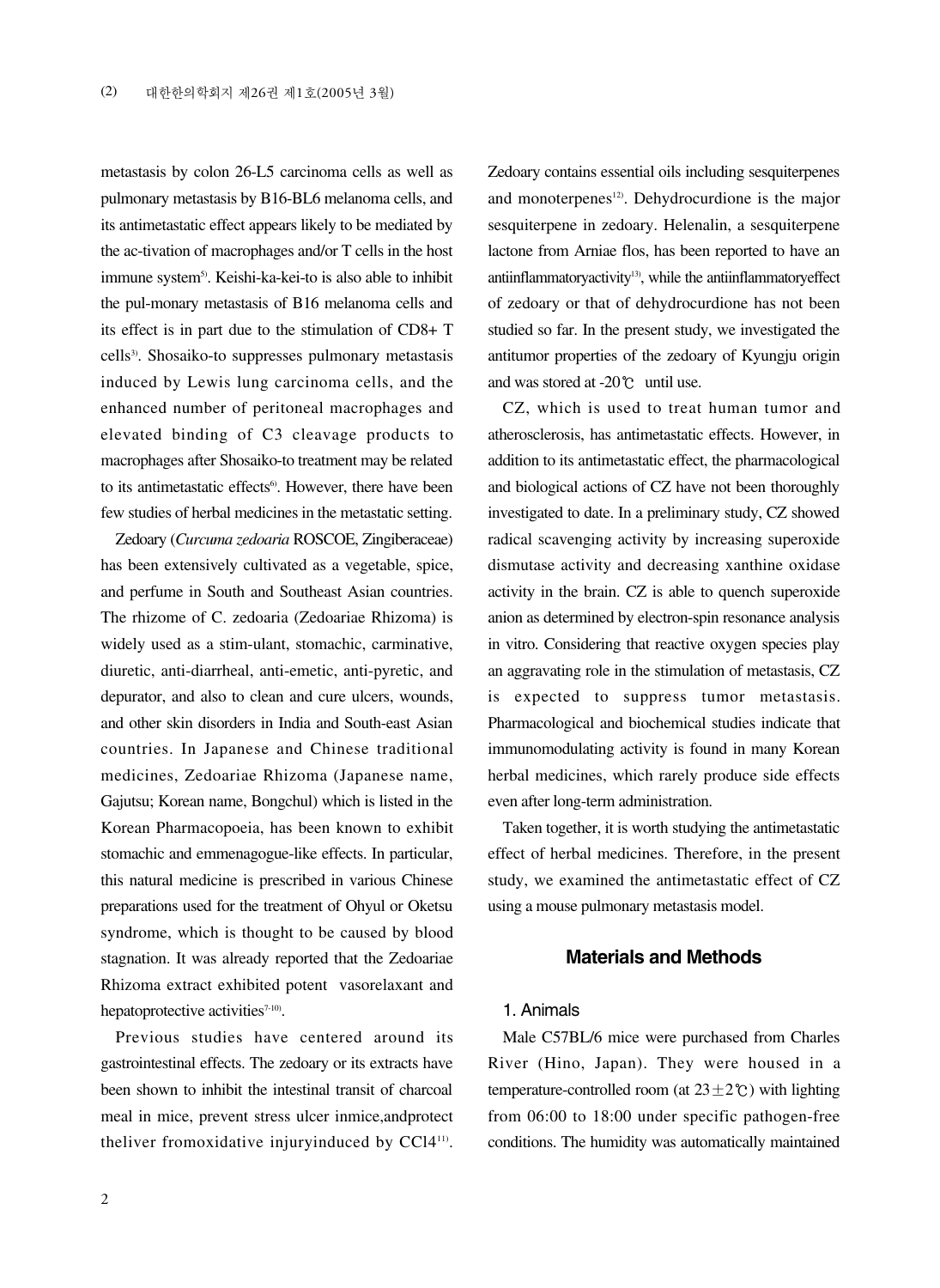metastasis by colon 26-L5 carcinoma cells as well as pulmonary metastasis by B16-BL6 melanoma cells, and its antimetastatic effect appears likely to be mediated by the ac-tivation of macrophages and/or T cells in the host immune system[5]. Keishi-ka-kei-to is also able to inhibit the pul-monary metastasis of B16 melanoma cells and its effect is in part due to the stimulation of CD8+ T cells[3]. Shosaiko-to suppresses pulmonary metastasis induced by Lewis lung carcinoma cells, and the enhanced number of peritoneal macrophages and elevated binding of C3 cleavage products to macrophages after Shosaiko-to treatment may be related to its antimetastatic effects[6]. However, there have been few studies of herbal medicines in the metastatic setting.

Zedoary (*Curcuma zedoaria* ROSCOE, Zingiberaceae) has been extensively cultivated as a vegetable, spice, and perfume in South and Southeast Asian countries. The rhizome of C. zedoaria (Zedoariae Rhizoma) is widely used as a stim-ulant, stomachic, carminative, diuretic, anti-diarrheal, anti-emetic, anti-pyretic, and depurator, and also to clean and cure ulcers, wounds, and other skin disorders in India and South-east Asian countries. In Japanese and Chinese traditional medicines, Zedoariae Rhizoma (Japanese name, Gajutsu; Korean name, Bongchul) which is listed in the Korean Pharmacopoeia, has been known to exhibit stomachic and emmenagogue-like effects. In particular, this natural medicine is prescribed in various Chinese preparations used for the treatment of Ohyul or Oketsu syndrome, which is thought to be caused by blood stagnation. It was already reported that the Zedoariae Rhizoma extract exhibited potent vasorelaxant and hepatoprotective activities[7-10].

Previous studies have centered around its gastrointestinal effects. The zedoary or its extracts have been shown to inhibit the intestinal transit of charcoal meal in mice, prevent stress ulcer inmice,andprotect theliver fromoxidative injuryinduced by $CCl_4$[11]. Zedoary contains essential oils including sesquiterpenes and monoterpenes[12]. Dehydrocurdione is the major sesquiterpene in zedoary. Helenalin, a sesquiterpene lactone from Arniae flos, has been reported to have an antiinflammatoryactivity[13], while the antiinflammatoryeffect of zedoary or that of dehydrocurdione has not been studied so far. In the present study, we investigated the antitumor properties of the zedoary of Kyungju origin and was stored at -20℃ until use.

CZ, which is used to treat human tumor and atherosclerosis, has antimetastatic effects. However, in addition to its antimetastatic effect, the pharmacological and biological actions of CZ have not been thoroughly investigated to date. In a preliminary study, CZ showed radical scavenging activity by increasing superoxide dismutase activity and decreasing xanthine oxidase activity in the brain. CZ is able to quench superoxide anion as determined by electron-spin resonance analysis in vitro. Considering that reactive oxygen species play an aggravating role in the stimulation of metastasis, CZ is expected to suppress tumor metastasis. Pharmacological and biochemical studies indicate that immunomodulating activity is found in many Korean herbal medicines, which rarely produce side effects even after long-term administration.

Taken together, it is worth studying the antimetastatic effect of herbal medicines. Therefore, in the present study, we examined the antimetastatic effect of CZ using a mouse pulmonary metastasis model.

## Materials and Methods

### 1. Animals

Male C57BL/6 mice were purchased from Charles River (Hino, Japan). They were housed in a temperature-controlled room (at 23±2℃) with lighting from 06:00 to 18:00 under specific pathogen-free conditions. The humidity was automatically maintained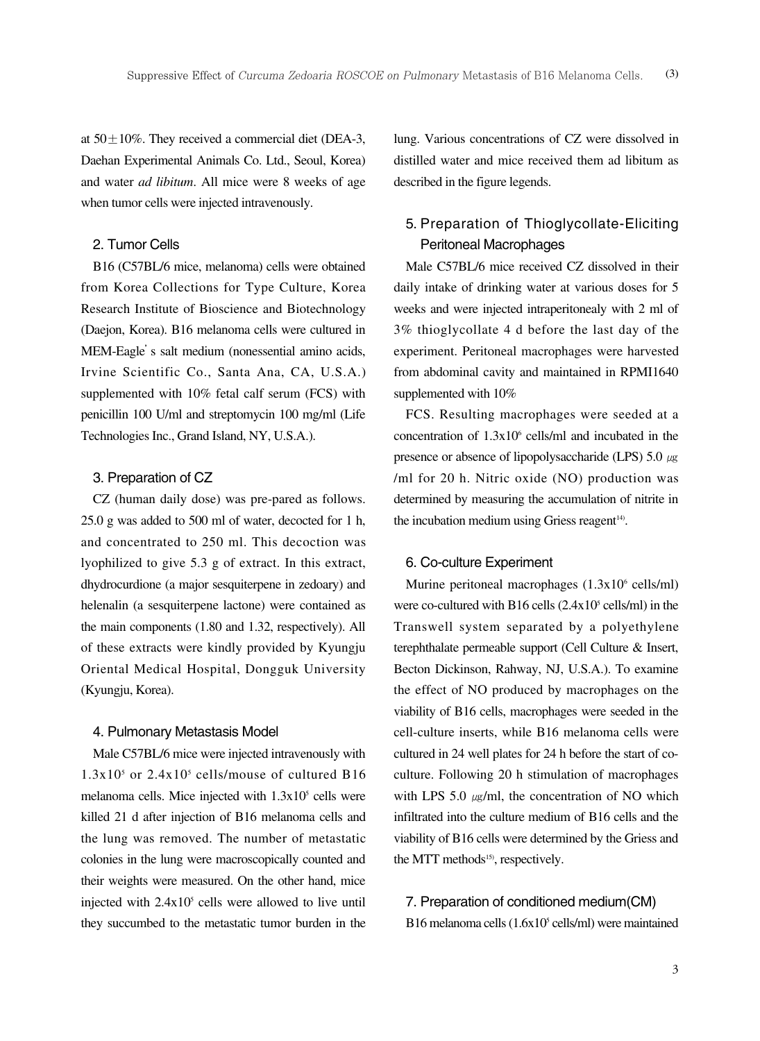at 50±10%. They received a commercial diet (DEA-3, Daehan Experimental Animals Co. Ltd., Seoul, Korea) and water *ad libitum*. All mice were 8 weeks of age when tumor cells were injected intravenously.

### 2. Tumor Cells

B16 (C57BL/6 mice, melanoma) cells were obtained from Korea Collections for Type Culture, Korea Research Institute of Bioscience and Biotechnology (Daejon, Korea). B16 melanoma cells were cultured in MEM-Eagle's salt medium (nonessential amino acids, Irvine Scientific Co., Santa Ana, CA, U.S.A.) supplemented with 10% fetal calf serum (FCS) with penicillin 100 U/ml and streptomycin 100 mg/ml (Life Technologies Inc., Grand Island, NY, U.S.A.).

### 3. Preparation of CZ

CZ (human daily dose) was pre-pared as follows. 25.0 g was added to 500 ml of water, decocted for 1 h, and concentrated to 250 ml. This decoction was lyophilized to give 5.3 g of extract. In this extract, dhydrocurdione (a major sesquiterpene in zedoary) and helenalin (a sesquiterpene lactone) were contained as the main components (1.80 and 1.32, respectively). All of these extracts were kindly provided by Kyungju Oriental Medical Hospital, Dongguk University (Kyungju, Korea).

### 4. Pulmonary Metastasis Model

Male C57BL/6 mice were injected intravenously with $1.3 \times 10^5$ or $2.4 \times 10^5$ cells/mouse of cultured B16 melanoma cells. Mice injected with $1.3 \times 10^5$ cells were killed 21 d after injection of B16 melanoma cells and the lung was removed. The number of metastatic colonies in the lung were macroscopically counted and their weights were measured. On the other hand, mice injected with $2.4 \times 10^5$ cells were allowed to live until they succumbed to the metastatic tumor burden in the lung. Various concentrations of CZ were dissolved in distilled water and mice received them ad libitum as described in the figure legends.

### 5. Preparation of Thioglycollate-Eliciting Peritoneal Macrophages

Male C57BL/6 mice received CZ dissolved in their daily intake of drinking water at various doses for 5 weeks and were injected intraperitonealy with 2 ml of 3% thioglycollate 4 d before the last day of the experiment. Peritoneal macrophages were harvested from abdominal cavity and maintained in RPMI1640 supplemented with 10%

FCS. Resulting macrophages were seeded at a concentration of $1.3 \times 10^6$ cells/ml and incubated in the presence or absence of lipopolysaccharide (LPS) 5.0 ㎍/ml for 20 h. Nitric oxide (NO) production was determined by measuring the accumulation of nitrite in the incubation medium using Griess reagent[14].

### 6. Co-culture Experiment

Murine peritoneal macrophages ($1.3 \times 10^6$ cells/ml) were co-cultured with B16 cells ($2.4 \times 10^5$ cells/ml) in the Transwell system separated by a polyethylene terephthalate permeable support (Cell Culture & Insert, Becton Dickinson, Rahway, NJ, U.S.A.). To examine the effect of NO produced by macrophages on the viability of B16 cells, macrophages were seeded in the cell-culture inserts, while B16 melanoma cells were cultured in 24 well plates for 24 h before the start of co-culture. Following 20 h stimulation of macrophages with LPS 5.0 ㎍/ml, the concentration of NO which infiltrated into the culture medium of B16 cells and the viability of B16 cells were determined by the Griess and the MTT methods[15], respectively.

### 7. Preparation of conditioned medium(CM)

B16 melanoma cells ($1.6 \times 10^5$ cells/ml) were maintained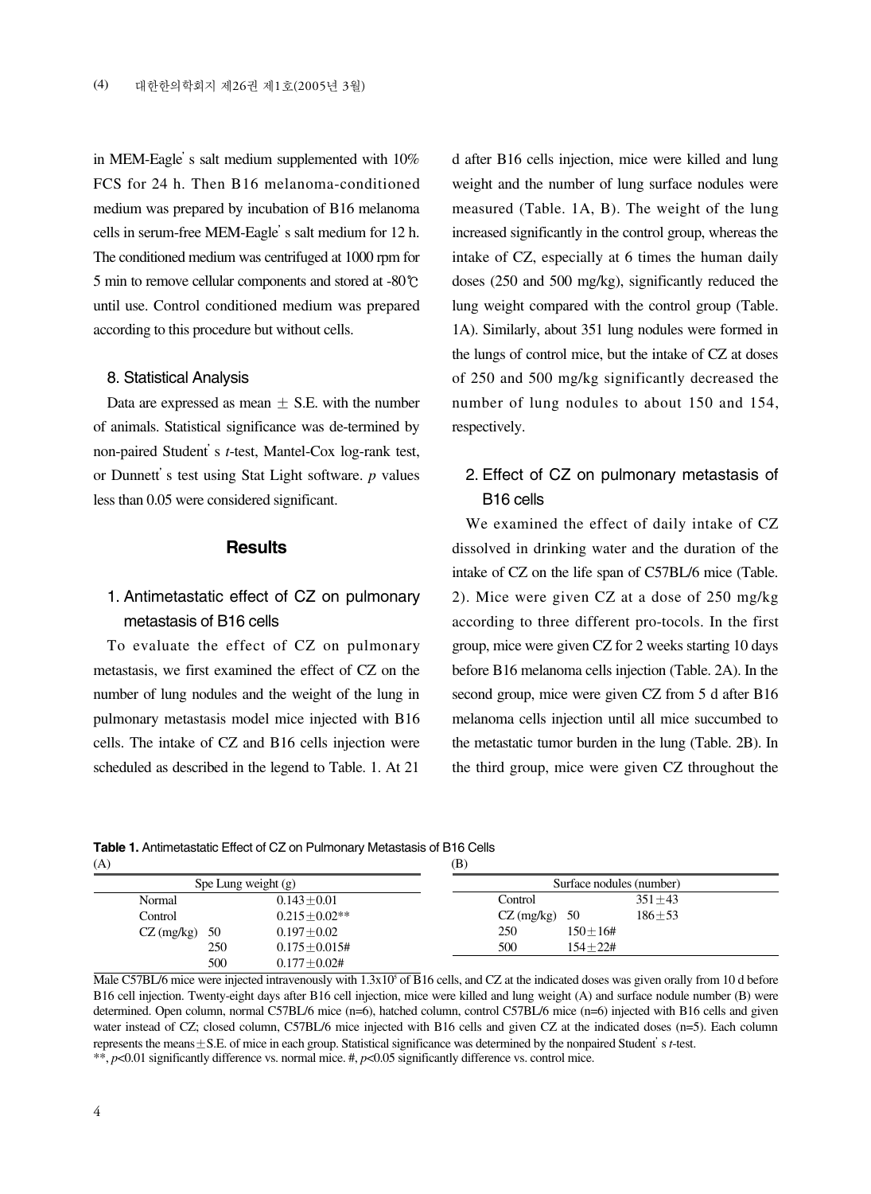in MEM-Eagle's salt medium supplemented with 10% FCS for 24 h. Then B16 melanoma-conditioned medium was prepared by incubation of B16 melanoma cells in serum-free MEM-Eagle's salt medium for 12 h. The conditioned medium was centrifuged at 1000 rpm for 5 min to remove cellular components and stored at -80℃ until use. Control conditioned medium was prepared according to this procedure but without cells.

### 8. Statistical Analysis

Data are expressed as mean ± S.E. with the number of animals. Statistical significance was de-termined by non-paired Student's *t*-test, Mantel-Cox log-rank test, or Dunnett's test using Stat Light software. *p* values less than 0.05 were considered significant.

## Results

### 1. Antimetastatic effect of CZ on pulmonary metastasis of B16 cells

To evaluate the effect of CZ on pulmonary metastasis, we first examined the effect of CZ on the number of lung nodules and the weight of the lung in pulmonary metastasis model mice injected with B16 cells. The intake of CZ and B16 cells injection were scheduled as described in the legend to Table. 1. At 21 d after B16 cells injection, mice were killed and lung weight and the number of lung surface nodules were measured (Table. 1A, B). The weight of the lung increased significantly in the control group, whereas the intake of CZ, especially at 6 times the human daily doses (250 and 500 mg/kg), significantly reduced the lung weight compared with the control group (Table. 1A). Similarly, about 351 lung nodules were formed in the lungs of control mice, but the intake of CZ at doses of 250 and 500 mg/kg significantly decreased the number of lung nodules to about 150 and 154, respectively.

### 2. Effect of CZ on pulmonary metastasis of B16 cells

We examined the effect of daily intake of CZ dissolved in drinking water and the duration of the intake of CZ on the life span of C57BL/6 mice (Table. 2). Mice were given CZ at a dose of 250 mg/kg according to three different pro-tocols. In the first group, mice were given CZ for 2 weeks starting 10 days before B16 melanoma cells injection (Table. 2A). In the second group, mice were given CZ from 5 d after B16 melanoma cells injection until all mice succumbed to the metastatic tumor burden in the lung (Table. 2B). In the third group, mice were given CZ throughout the

**Table 1.** Antimetastatic Effect of CZ on Pulmonary Metastasis of B16 Cells

(A)

| Spe Lung weight (g) | | |
|---|---|---|
| Normal | | 0.143±0.01 |
| Control | | 0.215±0.02** |
| CZ (mg/kg) | 50 | 0.197±0.02 |
| | 250 | 0.175±0.015# |
| | 500 | 0.177±0.02# |

(B)

| Surface nodules (number) | | |
|---|---|---|
| Control | | 351±43 |
| CZ (mg/kg) | 50 | 186±53 |
| 250 | 150±16# | |
| 500 | 154±22# | |

Male C57BL/6 mice were injected intravenously with $1.3x10^5$ of B16 cells, and CZ at the indicated doses was given orally from 10 d before B16 cell injection. Twenty-eight days after B16 cell injection, mice were killed and lung weight (A) and surface nodule number (B) were determined. Open column, normal C57BL/6 mice (n=6), hatched column, control C57BL/6 mice (n=6) injected with B16 cells and given water instead of CZ; closed column, C57BL/6 mice injected with B16 cells and given CZ at the indicated doses (n=5). Each column represents the means±S.E. of mice in each group. Statistical significance was determined by the nonpaired Student's *t*-test.
**, $p$<0.01 significantly difference vs. normal mice. #, $p$<0.05 significantly difference vs. control mice.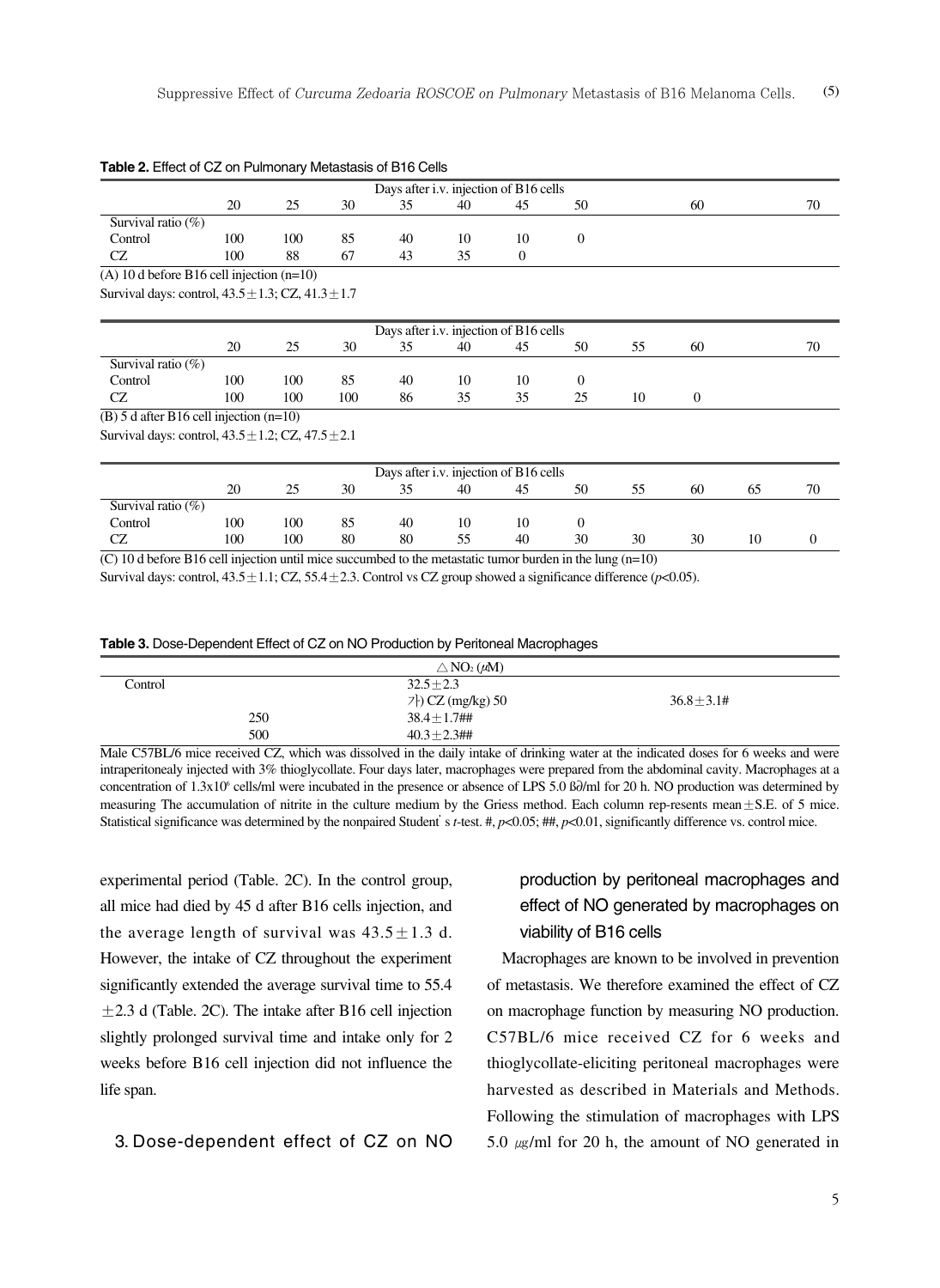**Table 2.** Effect of CZ on Pulmonary Metastasis of B16 Cells

| | Days after i.v. injection of B16 cells | | | | | | | | | |
|---|---|---|---|---|---|---|---|---|---|---|
| | 20 | 25 | 30 | 35 | 40 | 45 | 50 | | 60 | 70 |
| Survival ratio (%) | | | | | | | | | | |
| Control | 100 | 100 | 85 | 40 | 10 | 10 | 0 | | | |
| CZ | 100 | 88 | 67 | 43 | 35 | 0 | | | | |

(A) 10 d before B16 cell injection (n=10)

Survival days: control, 43.5±1.3; CZ, 41.3±1.7

| | Days after i.v. injection of B16 cells | | | | | | | | | |
|---|---|---|---|---|---|---|---|---|---|---|
| | 20 | 25 | 30 | 35 | 40 | 45 | 50 | 55 | 60 | 70 |
| Survival ratio (%) | | | | | | | | | | |
| Control | 100 | 100 | 85 | 40 | 10 | 10 | 0 | | | |
| CZ | 100 | 100 | 100 | 86 | 35 | 35 | 25 | 10 | 0 | |

(B) 5 d after B16 cell injection (n=10)

Survival days: control, 43.5±1.2; CZ, 47.5±2.1

| | Days after i.v. injection of B16 cells | | | | | | | | | | |
|---|---|---|---|---|---|---|---|---|---|---|---|
| | 20 | 25 | 30 | 35 | 40 | 45 | 50 | 55 | 60 | 65 | 70 |
| Survival ratio (%) | | | | | | | | | | | |
| Control | 100 | 100 | 85 | 40 | 10 | 10 | 0 | | | | |
| CZ | 100 | 100 | 80 | 80 | 55 | 40 | 30 | 30 | 30 | 10 | 0 |

(C) 10 d before B16 cell injection until mice succumbed to the metastatic tumor burden in the lung (n=10)

Survival days: control, 43.5±1.1; CZ, 55.4±2.3. Control vs CZ group showed a significance difference ($p$<0.05).

**Table 3.** Dose-Dependent Effect of CZ on NO Production by Peritoneal Macrophages

| | $\triangle NO_2$ (μM) | |
|---|---|---|
| Control | 32.5±2.3 | |
| | 가) CZ (mg/kg) 50 | 36.8±3.1# |
| 250 | 38.4±1.7## | |
| 500 | 40.3±2.3## | |

Male C57BL/6 mice received CZ, which was dissolved in the daily intake of drinking water at the indicated doses for 6 weeks and were intraperitonealy injected with 3% thioglycollate. Four days later, macrophages were prepared from the abdominal cavity. Macrophages at a concentration of $1.3 \times 10^6$ cells/ml were incubated in the presence or absence of LPS 5.0 ßð/ml for 20 h. NO production was determined by measuring The accumulation of nitrite in the culture medium by the Griess method. Each column rep-resents mean±S.E. of 5 mice. Statistical significance was determined by the nonpaired Student' s $t$-test. #, $p$<0.05; ##, $p$<0.01, significantly difference vs. control mice.

experimental period (Table. 2C). In the control group, all mice had died by 45 d after B16 cells injection, and the average length of survival was 43.5±1.3 d. However, the intake of CZ throughout the experiment significantly extended the average survival time to 55.4 ±2.3 d (Table. 2C). The intake after B16 cell injection slightly prolonged survival time and intake only for 2 weeks before B16 cell injection did not influence the life span.

### 3. Dose-dependent effect of CZ on NO production by peritoneal macrophages and effect of NO generated by macrophages on viability of B16 cells

Macrophages are known to be involved in prevention of metastasis. We therefore examined the effect of CZ on macrophage function by measuring NO production. C57BL/6 mice received CZ for 6 weeks and thioglycollate-eliciting peritoneal macrophages were harvested as described in Materials and Methods. Following the stimulation of macrophages with LPS 5.0 ㎍/ml for 20 h, the amount of NO generated in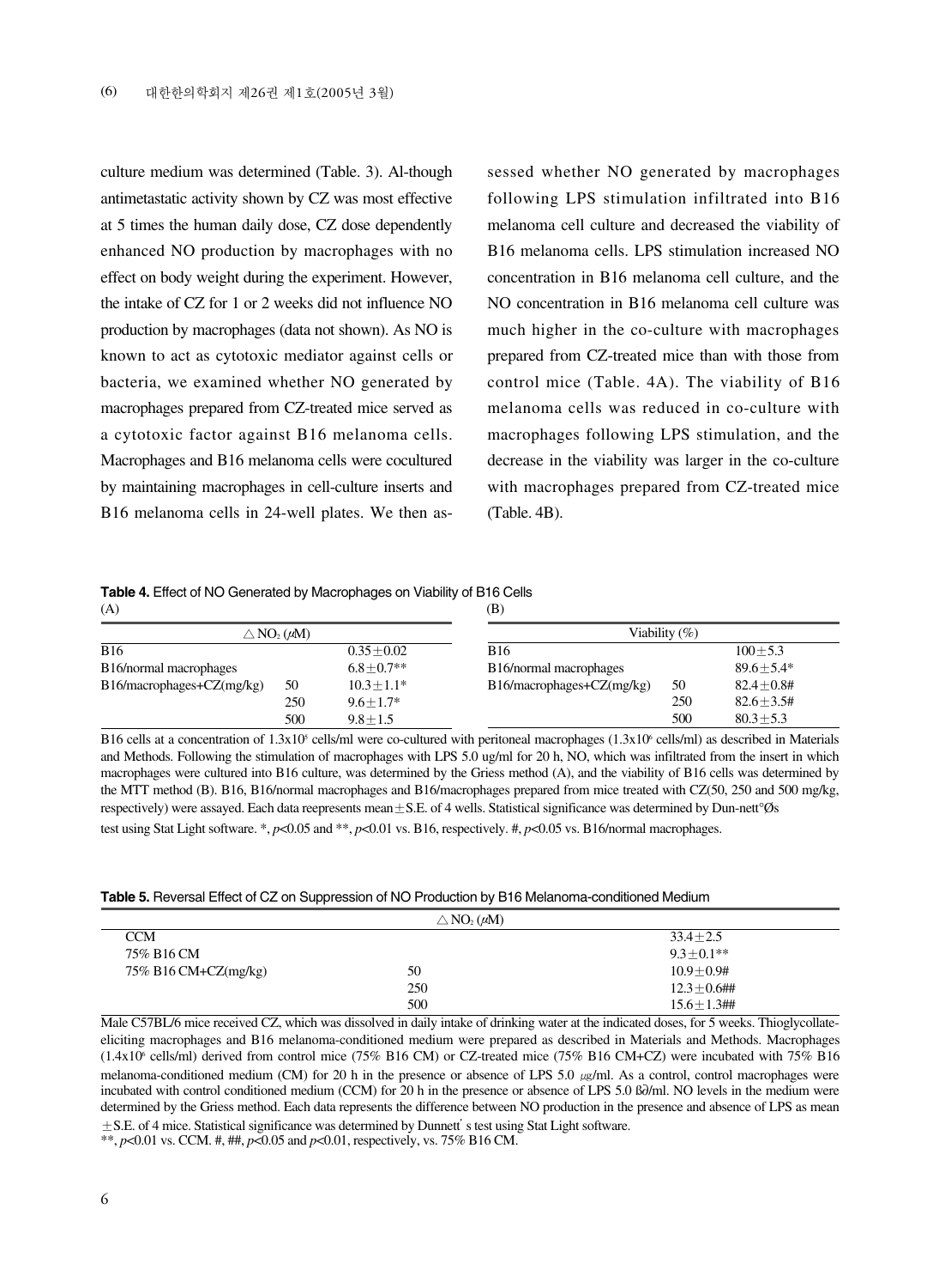culture medium was determined (Table. 3). Al-though antimetastatic activity shown by CZ was most effective at 5 times the human daily dose, CZ dose dependently enhanced NO production by macrophages with no effect on body weight during the experiment. However, the intake of CZ for 1 or 2 weeks did not influence NO production by macrophages (data not shown). As NO is known to act as cytotoxic mediator against cells or bacteria, we examined whether NO generated by macrophages prepared from CZ-treated mice served as a cytotoxic factor against B16 melanoma cells. Macrophages and B16 melanoma cells were cocultured by maintaining macrophages in cell-culture inserts and B16 melanoma cells in 24-well plates. We then assessed whether NO generated by macrophages following LPS stimulation infiltrated into B16 melanoma cell culture and decreased the viability of B16 melanoma cells. LPS stimulation increased NO concentration in B16 melanoma cell culture, and the NO concentration in B16 melanoma cell culture was much higher in the co-culture with macrophages prepared from CZ-treated mice than with those from control mice (Table. 4A). The viability of B16 melanoma cells was reduced in co-culture with macrophages following LPS stimulation, and the decrease in the viability was larger in the co-culture with macrophages prepared from CZ-treated mice (Table. 4B).

**Table 4.** Effect of NO Generated by Macrophages on Viability of B16 Cells

(A)

| $\triangle NO_2$ ($\mu$M) | | |
|---|---|---|
| B16 | | 0.35±0.02 |
| B16/normal macrophages | | 6.8±0.7** |
| B16/macrophages+CZ(mg/kg) | 50 | 10.3±1.1* |
| | 250 | 9.6±1.7* |
| | 500 | 9.8±1.5 |

(B)

| Viability (%) | | |
|---|---|---|
| B16 | | 100±5.3 |
| B16/normal macrophages | | 89.6±5.4* |
| B16/macrophages+CZ(mg/kg) | 50 | 82.4±0.8# |
| | 250 | 82.6±3.5# |
| | 500 | 80.3±5.3 |

B16 cells at a concentration of 1.3x10[5] cells/ml were co-cultured with peritoneal macrophages (1.3x10[6] cells/ml) as described in Materials and Methods. Following the stimulation of macrophages with LPS 5.0 ug/ml for 20 h, NO, which was infiltrated from the insert in which macrophages were cultured into B16 culture, was determined by the Griess method (A), and the viability of B16 cells was determined by the MTT method (B). B16, B16/normal macrophages and B16/macrophages prepared from mice treated with CZ(50, 250 and 500 mg/kg, respectively) were assayed. Each data reepresents mean±S.E. of 4 wells. Statistical significance was determined by Dun-nett°Øs test using Stat Light software. *, $p<0.05$ and **, $p<0.01$ vs. B16, respectively. #, $p<0.05$ vs. B16/normal macrophages.

**Table 5.** Reversal Effect of CZ on Suppression of NO Production by B16 Melanoma-conditioned Medium

| $\triangle NO_2$ ($\mu$M) | | |
|---|---|---|
| CCM | | 33.4±2.5 |
| 75% B16 CM | | 9.3±0.1** |
| 75% B16 CM+CZ(mg/kg) | 50 | 10.9±0.9# |
| | 250 | 12.3±0.6## |
| | 500 | 15.6±1.3## |

Male C57BL/6 mice received CZ, which was dissolved in daily intake of drinking water at the indicated doses, for 5 weeks. Thioglycollate-eliciting macrophages and B16 melanoma-conditioned medium were prepared as described in Materials and Methods. Macrophages (1.4x10[6] cells/ml) derived from control mice (75% B16 CM) or CZ-treated mice (75% B16 CM+CZ) were incubated with 75% B16 melanoma-conditioned medium (CM) for 20 h in the presence or absence of LPS 5.0 ㎍/ml. As a control, control macrophages were incubated with control conditioned medium (CCM) for 20 h in the presence or absence of LPS 5.0 ß∂/ml. NO levels in the medium were determined by the Griess method. Each data represents the difference between NO production in the presence and absence of LPS as mean ±S.E. of 4 mice. Statistical significance was determined by Dunnett' s test using Stat Light software.
**, $p<0.01$ vs. CCM. #, ##, $p<0.05$ and $p<0.01$, respectively, vs. 75% B16 CM.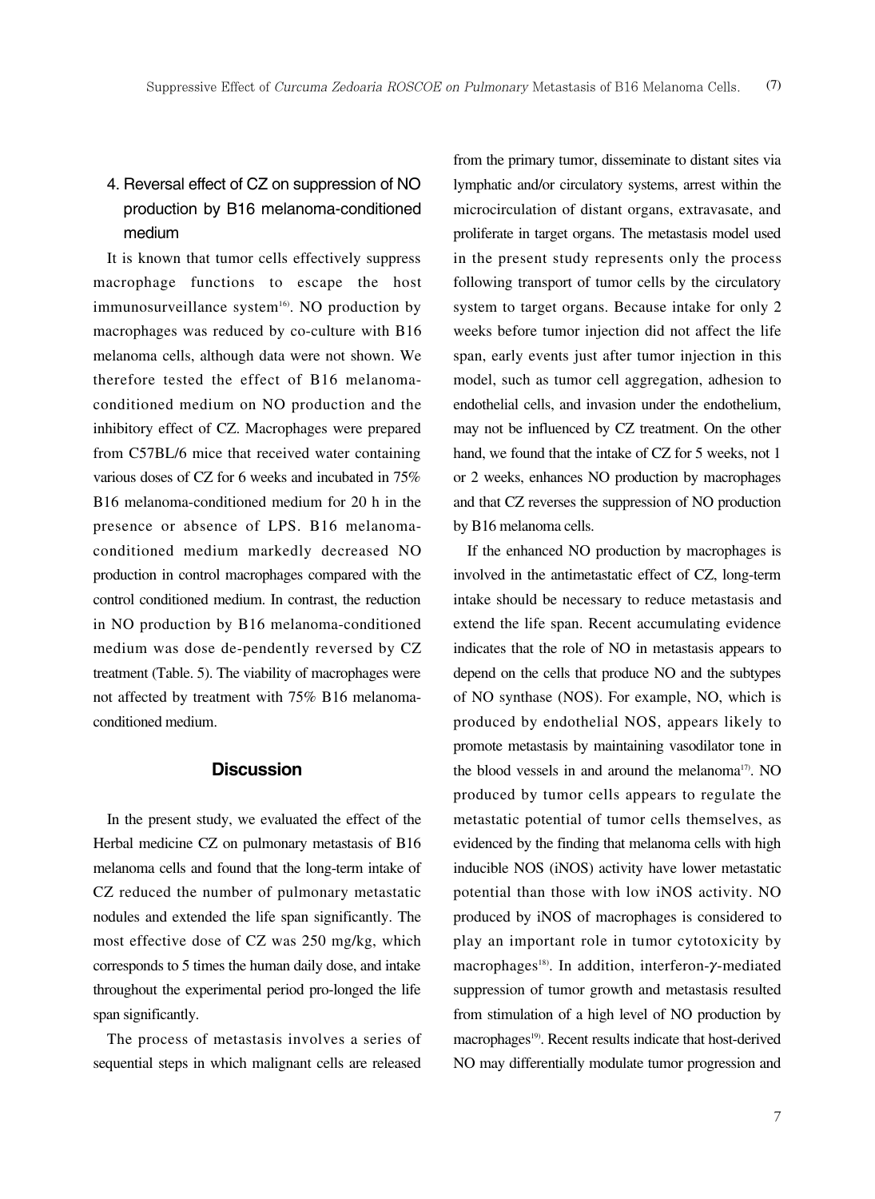### 4. Reversal effect of CZ on suppression of NO production by B16 melanoma-conditioned medium

It is known that tumor cells effectively suppress macrophage functions to escape the host immunosurveillance system[16]. NO production by macrophages was reduced by co-culture with B16 melanoma cells, although data were not shown. We therefore tested the effect of B16 melanoma-conditioned medium on NO production and the inhibitory effect of CZ. Macrophages were prepared from C57BL/6 mice that received water containing various doses of CZ for 6 weeks and incubated in 75% B16 melanoma-conditioned medium for 20 h in the presence or absence of LPS. B16 melanoma-conditioned medium markedly decreased NO production in control macrophages compared with the control conditioned medium. In contrast, the reduction in NO production by B16 melanoma-conditioned medium was dose de-pendently reversed by CZ treatment (Table. 5). The viability of macrophages were not affected by treatment with 75% B16 melanoma-conditioned medium.

## Discussion

In the present study, we evaluated the effect of the Herbal medicine CZ on pulmonary metastasis of B16 melanoma cells and found that the long-term intake of CZ reduced the number of pulmonary metastatic nodules and extended the life span significantly. The most effective dose of CZ was 250 mg/kg, which corresponds to 5 times the human daily dose, and intake throughout the experimental period pro-longed the life span significantly.

The process of metastasis involves a series of sequential steps in which malignant cells are released from the primary tumor, disseminate to distant sites via lymphatic and/or circulatory systems, arrest within the microcirculation of distant organs, extravasate, and proliferate in target organs. The metastasis model used in the present study represents only the process following transport of tumor cells by the circulatory system to target organs. Because intake for only 2 weeks before tumor injection did not affect the life span, early events just after tumor injection in this model, such as tumor cell aggregation, adhesion to endothelial cells, and invasion under the endothelium, may not be influenced by CZ treatment. On the other hand, we found that the intake of CZ for 5 weeks, not 1 or 2 weeks, enhances NO production by macrophages and that CZ reverses the suppression of NO production by B16 melanoma cells.

If the enhanced NO production by macrophages is involved in the antimetastatic effect of CZ, long-term intake should be necessary to reduce metastasis and extend the life span. Recent accumulating evidence indicates that the role of NO in metastasis appears to depend on the cells that produce NO and the subtypes of NO synthase (NOS). For example, NO, which is produced by endothelial NOS, appears likely to promote metastasis by maintaining vasodilator tone in the blood vessels in and around the melanoma[17]. NO produced by tumor cells appears to regulate the metastatic potential of tumor cells themselves, as evidenced by the finding that melanoma cells with high inducible NOS (iNOS) activity have lower metastatic potential than those with low iNOS activity. NO produced by iNOS of macrophages is considered to play an important role in tumor cytotoxicity by macrophages[18]. In addition, interferon-$\gamma$-mediated suppression of tumor growth and metastasis resulted from stimulation of a high level of NO production by macrophages[19]. Recent results indicate that host-derived NO may differentially modulate tumor progression and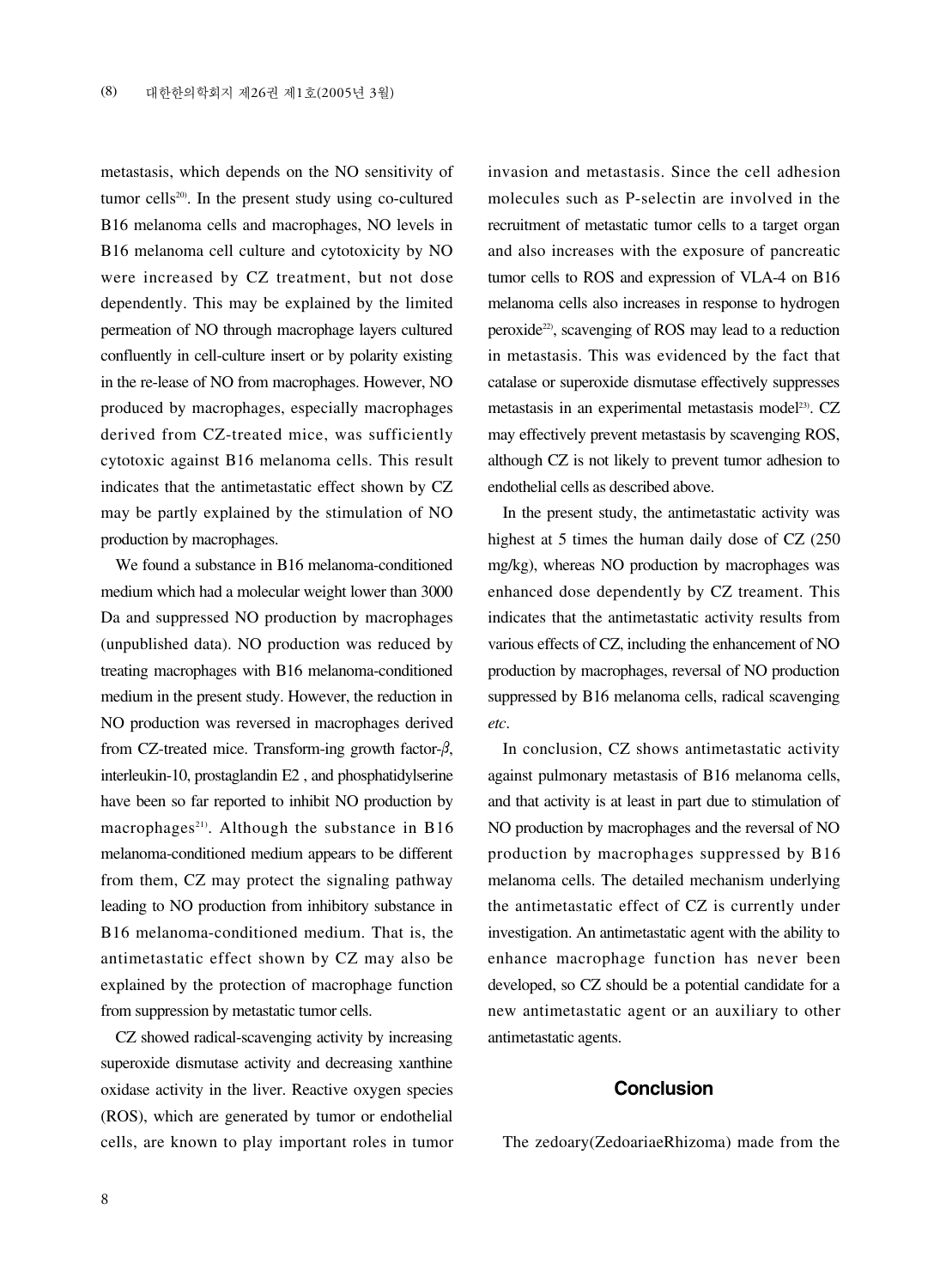metastasis, which depends on the NO sensitivity of tumor cells[20]. In the present study using co-cultured B16 melanoma cells and macrophages, NO levels in B16 melanoma cell culture and cytotoxicity by NO were increased by CZ treatment, but not dose dependently. This may be explained by the limited permeation of NO through macrophage layers cultured confluently in cell-culture insert or by polarity existing in the re-lease of NO from macrophages. However, NO produced by macrophages, especially macrophages derived from CZ-treated mice, was sufficiently cytotoxic against B16 melanoma cells. This result indicates that the antimetastatic effect shown by CZ may be partly explained by the stimulation of NO production by macrophages.

We found a substance in B16 melanoma-conditioned medium which had a molecular weight lower than 3000 Da and suppressed NO production by macrophages (unpublished data). NO production was reduced by treating macrophages with B16 melanoma-conditioned medium in the present study. However, the reduction in NO production was reversed in macrophages derived from CZ-treated mice. Transform-ing growth factor-$\beta$, interleukin-10, prostaglandin E2 , and phosphatidylserine have been so far reported to inhibit NO production by macrophages[21]. Although the substance in B16 melanoma-conditioned medium appears to be different from them, CZ may protect the signaling pathway leading to NO production from inhibitory substance in B16 melanoma-conditioned medium. That is, the antimetastatic effect shown by CZ may also be explained by the protection of macrophage function from suppression by metastatic tumor cells.

CZ showed radical-scavenging activity by increasing superoxide dismutase activity and decreasing xanthine oxidase activity in the liver. Reactive oxygen species (ROS), which are generated by tumor or endothelial cells, are known to play important roles in tumor invasion and metastasis. Since the cell adhesion molecules such as P-selectin are involved in the recruitment of metastatic tumor cells to a target organ and also increases with the exposure of pancreatic tumor cells to ROS and expression of VLA-4 on B16 melanoma cells also increases in response to hydrogen peroxide[22], scavenging of ROS may lead to a reduction in metastasis. This was evidenced by the fact that catalase or superoxide dismutase effectively suppresses metastasis in an experimental metastasis model[23]. CZ may effectively prevent metastasis by scavenging ROS, although CZ is not likely to prevent tumor adhesion to endothelial cells as described above.

In the present study, the antimetastatic activity was highest at 5 times the human daily dose of CZ (250 mg/kg), whereas NO production by macrophages was enhanced dose dependently by CZ treament. This indicates that the antimetastatic activity results from various effects of CZ, including the enhancement of NO production by macrophages, reversal of NO production suppressed by B16 melanoma cells, radical scavenging *etc*.

In conclusion, CZ shows antimetastatic activity against pulmonary metastasis of B16 melanoma cells, and that activity is at least in part due to stimulation of NO production by macrophages and the reversal of NO production by macrophages suppressed by B16 melanoma cells. The detailed mechanism underlying the antimetastatic effect of CZ is currently under investigation. An antimetastatic agent with the ability to enhance macrophage function has never been developed, so CZ should be a potential candidate for a new antimetastatic agent or an auxiliary to other antimetastatic agents.

## Conclusion

The zedoary(ZedoariaeRhizoma) made from the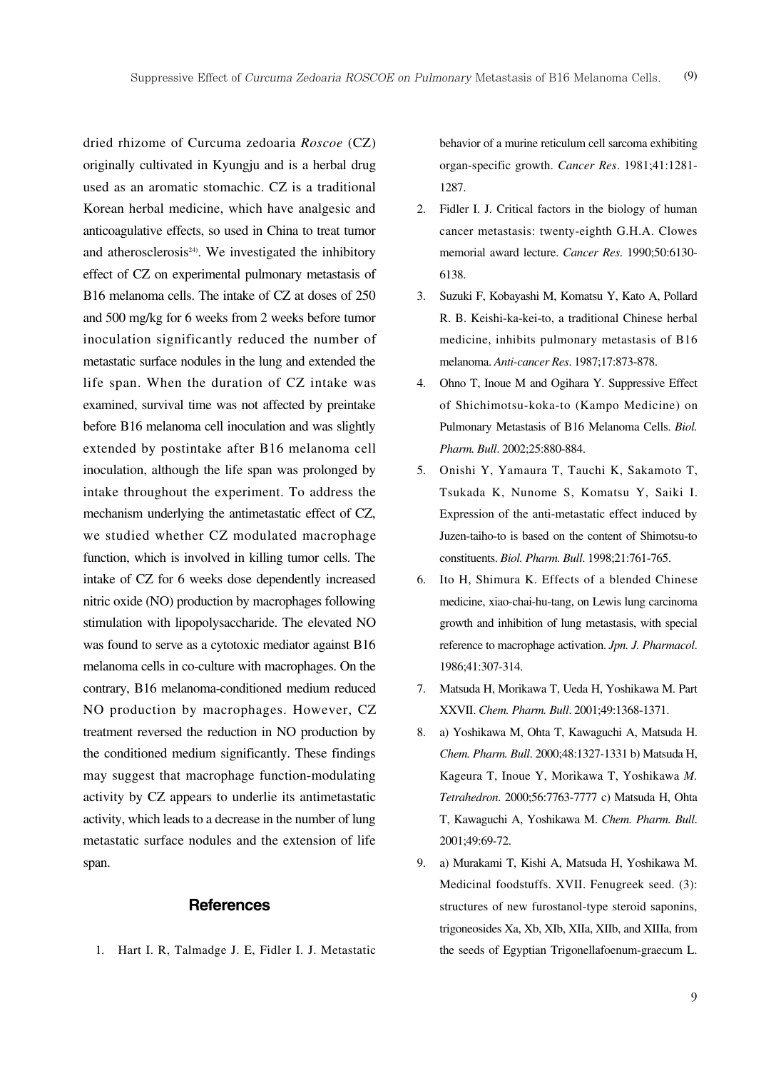dried rhizome of Curcuma zedoaria *Roscoe* (CZ) originally cultivated in Kyungju and is a herbal drug used as an aromatic stomachic. CZ is a traditional Korean herbal medicine, which have analgesic and anticoagulative effects, so used in China to treat tumor and atherosclerosis[24]. We investigated the inhibitory effect of CZ on experimental pulmonary metastasis of B16 melanoma cells. The intake of CZ at doses of 250 and 500 mg/kg for 6 weeks from 2 weeks before tumor inoculation significantly reduced the number of metastatic surface nodules in the lung and extended the life span. When the duration of CZ intake was examined, survival time was not affected by preintake before B16 melanoma cell inoculation and was slightly extended by postintake after B16 melanoma cell inoculation, although the life span was prolonged by intake throughout the experiment. To address the mechanism underlying the antimetastatic effect of CZ, we studied whether CZ modulated macrophage function, which is involved in killing tumor cells. The intake of CZ for 6 weeks dose dependently increased nitric oxide (NO) production by macrophages following stimulation with lipopolysaccharide. The elevated NO was found to serve as a cytotoxic mediator against B16 melanoma cells in co-culture with macrophages. On the contrary, B16 melanoma-conditioned medium reduced NO production by macrophages. However, CZ treatment reversed the reduction in NO production by the conditioned medium significantly. These findings may suggest that macrophage function-modulating activity by CZ appears to underlie its antimetastatic activity, which leads to a decrease in the number of lung metastatic surface nodules and the extension of life span.

## References

1. Hart I. R, Talmadge J. E, Fidler I. J. Metastatic behavior of a murine reticulum cell sarcoma exhibiting organ-specific growth. *Cancer Res*. 1981;41:1281-1287.
2. Fidler I. J. Critical factors in the biology of human cancer metastasis: twenty-eighth G.H.A. Clowes memorial award lecture. *Cancer Res*. 1990;50:6130-6138.
3. Suzuki F, Kobayashi M, Komatsu Y, Kato A, Pollard R. B. Keishi-ka-kei-to, a traditional Chinese herbal medicine, inhibits pulmonary metastasis of B16 melanoma. *Anti-cancer Res*. 1987;17:873-878.
4. Ohno T, Inoue M and Ogihara Y. Suppressive Effect of Shichimotsu-koka-to (Kampo Medicine) on Pulmonary Metastasis of B16 Melanoma Cells. *Biol. Pharm. Bull*. 2002;25:880-884.
5. Onishi Y, Yamaura T, Tauchi K, Sakamoto T, Tsukada K, Nunome S, Komatsu Y, Saiki I. Expression of the anti-metastatic effect induced by Juzen-taiho-to is based on the content of Shimotsu-to constituents. *Biol. Pharm. Bull*. 1998;21:761-765.
6. Ito H, Shimura K. Effects of a blended Chinese medicine, xiao-chai-hu-tang, on Lewis lung carcinoma growth and inhibition of lung metastasis, with special reference to macrophage activation. *Jpn. J. Pharmacol*. 1986;41:307-314.
7. Matsuda H, Morikawa T, Ueda H, Yoshikawa M. Part XXVII. *Chem. Pharm. Bull*. 2001;49:1368-1371.
8. a) Yoshikawa M, Ohta T, Kawaguchi A, Matsuda H. *Chem. Pharm. Bull*. 2000;48:1327-1331 b) Matsuda H, Kageura T, Inoue Y, Morikawa T, Yoshikawa *M*. *Tetrahedron*. 2000;56:7763-7777 c) Matsuda H, Ohta T, Kawaguchi A, Yoshikawa M. *Chem. Pharm. Bull*. 2001;49:69-72.
9. a) Murakami T, Kishi A, Matsuda H, Yoshikawa M. Medicinal foodstuffs. XVII. Fenugreek seed. (3): structures of new furostanol-type steroid saponins, trigoneosides Xa, Xb, XIb, XIIa, XIIb, and XIIIa, from the seeds of Egyptian Trigonellafoenum-graecum L.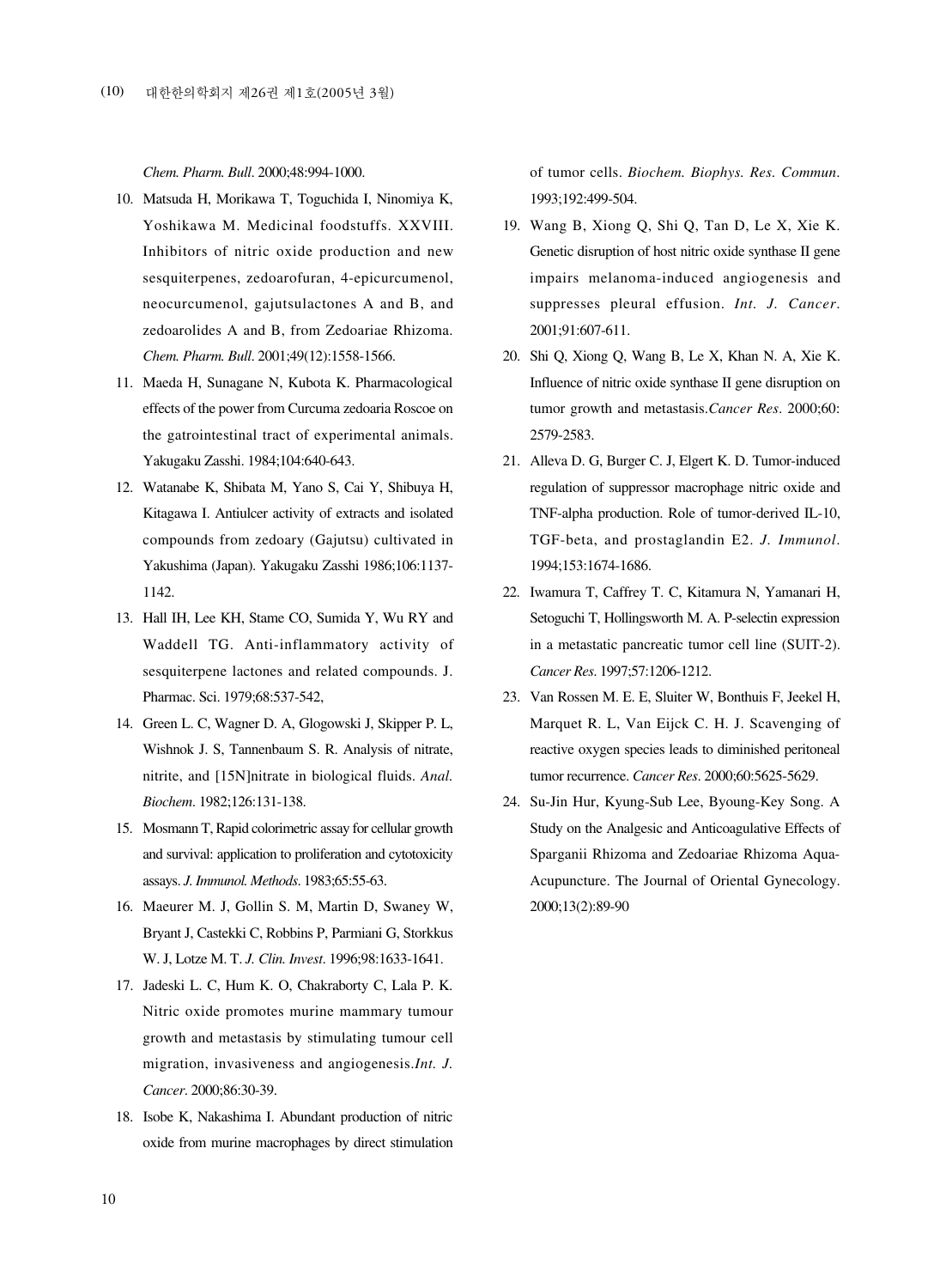*Chem. Pharm. Bull*. 2000;48:994-1000.

10. Matsuda H, Morikawa T, Toguchida I, Ninomiya K, Yoshikawa M. Medicinal foodstuffs. XXVIII. Inhibitors of nitric oxide production and new sesquiterpenes, zedoarofuran, 4-epicurcumenol, neocurcumenol, gajutsulactones A and B, and zedoarolides A and B, from Zedoariae Rhizoma. *Chem. Pharm. Bull*. 2001;49(12):1558-1566.
11. Maeda H, Sunagane N, Kubota K. Pharmacological effects of the power from Curcuma zedoaria Roscoe on the gatrointestinal tract of experimental animals. Yakugaku Zasshi. 1984;104:640-643.
12. Watanabe K, Shibata M, Yano S, Cai Y, Shibuya H, Kitagawa I. Antiulcer activity of extracts and isolated compounds from zedoary (Gajutsu) cultivated in Yakushima (Japan). Yakugaku Zasshi 1986;106:1137-1142.
13. Hall IH, Lee KH, Stame CO, Sumida Y, Wu RY and Waddell TG. Anti-inflammatory activity of sesquiterpene lactones and related compounds. J. Pharmac. Sci. 1979;68:537-542,
14. Green L. C, Wagner D. A, Glogowski J, Skipper P. L, Wishnok J. S, Tannenbaum S. R. Analysis of nitrate, nitrite, and [15N]nitrate in biological fluids. *Anal. Biochem*. 1982;126:131-138.
15. Mosmann T, Rapid colorimetric assay for cellular growth and survival: application to proliferation and cytotoxicity assays. *J. Immunol. Methods*. 1983;65:55-63.
16. Maeurer M. J, Gollin S. M, Martin D, Swaney W, Bryant J, Castekki C, Robbins P, Parmiani G, Storkkus W. J, Lotze M. T. *J. Clin. Invest*. 1996;98:1633-1641.
17. Jadeski L. C, Hum K. O, Chakraborty C, Lala P. K. Nitric oxide promotes murine mammary tumour growth and metastasis by stimulating tumour cell migration, invasiveness and angiogenesis.*Int. J. Cancer*. 2000;86:30-39.
18. Isobe K, Nakashima I. Abundant production of nitric oxide from murine macrophages by direct stimulation of tumor cells. *Biochem. Biophys. Res. Commun*. 1993;192:499-504.
19. Wang B, Xiong Q, Shi Q, Tan D, Le X, Xie K. Genetic disruption of host nitric oxide synthase II gene impairs melanoma-induced angiogenesis and suppresses pleural effusion. *Int. J. Cancer*. 2001;91:607-611.
20. Shi Q, Xiong Q, Wang B, Le X, Khan N. A, Xie K. Influence of nitric oxide synthase II gene disruption on tumor growth and metastasis.*Cancer Res*. 2000;60: 2579-2583.
21. Alleva D. G, Burger C. J, Elgert K. D. Tumor-induced regulation of suppressor macrophage nitric oxide and TNF-alpha production. Role of tumor-derived IL-10, TGF-beta, and prostaglandin E2. *J. Immunol*. 1994;153:1674-1686.
22. Iwamura T, Caffrey T. C, Kitamura N, Yamanari H, Setoguchi T, Hollingsworth M. A. P-selectin expression in a metastatic pancreatic tumor cell line (SUIT-2). *Cancer Res*. 1997;57:1206-1212.
23. Van Rossen M. E. E, Sluiter W, Bonthuis F, Jeekel H, Marquet R. L, Van Eijck C. H. J. Scavenging of reactive oxygen species leads to diminished peritoneal tumor recurrence. *Cancer Res*. 2000;60:5625-5629.
24. Su-Jin Hur, Kyung-Sub Lee, Byoung-Key Song. A Study on the Analgesic and Anticoagulative Effects of Sparganii Rhizoma and Zedoariae Rhizoma Aqua-Acupuncture. The Journal of Oriental Gynecology. 2000;13(2):89-90